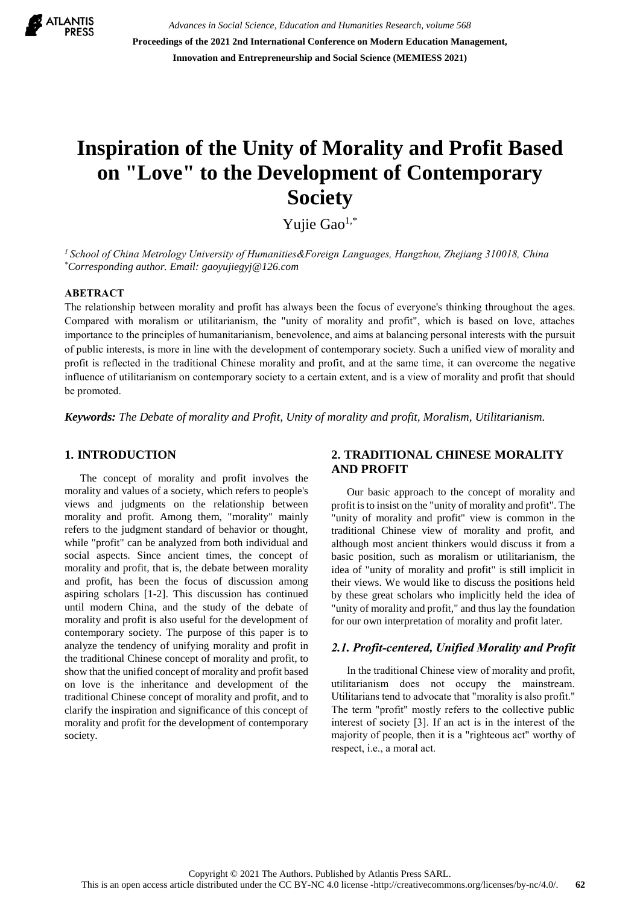# Inspiration of the Unity of Morality and Profit Based on "Love" to the Development of Contemporary Society

Yujie Gao[1,*]

[1] *School of China Metrology University of Humanities&Foreign Languages, Hangzhou, Zhejiang 310018, China*
[*] *Corresponding author. Email: gaoyujiegyj@126.com*

## ABETRACT

The relationship between morality and profit has always been the focus of everyone's thinking throughout the ages. Compared with moralism or utilitarianism, the "unity of morality and profit", which is based on love, attaches importance to the principles of humanitarianism, benevolence, and aims at balancing personal interests with the pursuit of public interests, is more in line with the development of contemporary society. Such a unified view of morality and profit is reflected in the traditional Chinese morality and profit, and at the same time, it can overcome the negative influence of utilitarianism on contemporary society to a certain extent, and is a view of morality and profit that should be promoted.

***Keywords:*** *The Debate of morality and Profit, Unity of morality and profit, Moralism, Utilitarianism.*

## 1. INTRODUCTION

The concept of morality and profit involves the morality and values of a society, which refers to people's views and judgments on the relationship between morality and profit. Among them, "morality" mainly refers to the judgment standard of behavior or thought, while "profit" can be analyzed from both individual and social aspects. Since ancient times, the concept of morality and profit, that is, the debate between morality and profit, has been the focus of discussion among aspiring scholars [1-2]. This discussion has continued until modern China, and the study of the debate of morality and profit is also useful for the development of contemporary society. The purpose of this paper is to analyze the tendency of unifying morality and profit in the traditional Chinese concept of morality and profit, to show that the unified concept of morality and profit based on love is the inheritance and development of the traditional Chinese concept of morality and profit, and to clarify the inspiration and significance of this concept of morality and profit for the development of contemporary society.

## 2. TRADITIONAL CHINESE MORALITY AND PROFIT

Our basic approach to the concept of morality and profit is to insist on the "unity of morality and profit". The "unity of morality and profit" view is common in the traditional Chinese view of morality and profit, and although most ancient thinkers would discuss it from a basic position, such as moralism or utilitarianism, the idea of "unity of morality and profit" is still implicit in their views. We would like to discuss the positions held by these great scholars who implicitly held the idea of "unity of morality and profit," and thus lay the foundation for our own interpretation of morality and profit later.

### *2.1. Profit-centered, Unified Morality and Profit*

In the traditional Chinese view of morality and profit, utilitarianism does not occupy the mainstream. Utilitarians tend to advocate that "morality is also profit." The term "profit" mostly refers to the collective public interest of society [3]. If an act is in the interest of the majority of people, then it is a "righteous act" worthy of respect, i.e., a moral act.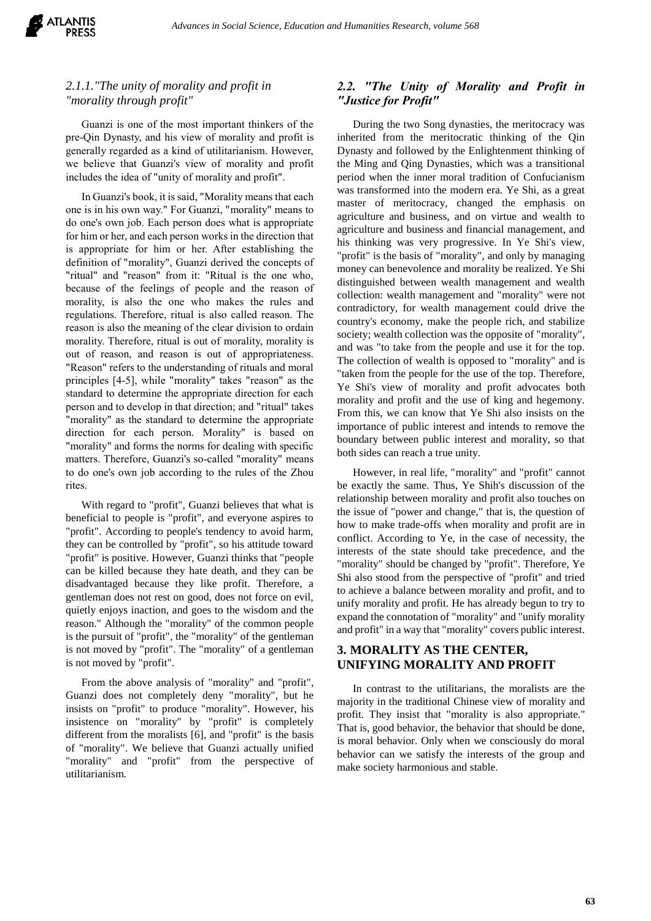### 2.1.1."The unity of morality and profit in "morality through profit"

Guanzi is one of the most important thinkers of the pre-Qin Dynasty, and his view of morality and profit is generally regarded as a kind of utilitarianism. However, we believe that Guanzi's view of morality and profit includes the idea of "unity of morality and profit".

In Guanzi's book, it is said, "Morality means that each one is in his own way." For Guanzi, "morality" means to do one's own job. Each person does what is appropriate for him or her, and each person works in the direction that is appropriate for him or her. After establishing the definition of "morality", Guanzi derived the concepts of "ritual" and "reason" from it: "Ritual is the one who, because of the feelings of people and the reason of morality, is also the one who makes the rules and regulations. Therefore, ritual is also called reason. The reason is also the meaning of the clear division to ordain morality. Therefore, ritual is out of morality, morality is out of reason, and reason is out of appropriateness. "Reason" refers to the understanding of rituals and moral principles [4-5], while "morality" takes "reason" as the standard to determine the appropriate direction for each person and to develop in that direction; and "ritual" takes "morality" as the standard to determine the appropriate direction for each person. Morality" is based on "morality" and forms the norms for dealing with specific matters. Therefore, Guanzi's so-called "morality" means to do one's own job according to the rules of the Zhou rites.

With regard to "profit", Guanzi believes that what is beneficial to people is "profit", and everyone aspires to "profit". According to people's tendency to avoid harm, they can be controlled by "profit", so his attitude toward "profit" is positive. However, Guanzi thinks that "people can be killed because they hate death, and they can be disadvantaged because they like profit. Therefore, a gentleman does not rest on good, does not force on evil, quietly enjoys inaction, and goes to the wisdom and the reason." Although the "morality" of the common people is the pursuit of "profit", the "morality" of the gentleman is not moved by "profit". The "morality" of a gentleman is not moved by "profit".

From the above analysis of "morality" and "profit", Guanzi does not completely deny "morality", but he insists on "profit" to produce "morality". However, his insistence on "morality" by "profit" is completely different from the moralists [6], and "profit" is the basis of "morality". We believe that Guanzi actually unified "morality" and "profit" from the perspective of utilitarianism.

## 2.2. "The Unity of Morality and Profit in "Justice for Profit"

During the two Song dynasties, the meritocracy was inherited from the meritocratic thinking of the Qin Dynasty and followed by the Enlightenment thinking of the Ming and Qing Dynasties, which was a transitional period when the inner moral tradition of Confucianism was transformed into the modern era. Ye Shi, as a great master of meritocracy, changed the emphasis on agriculture and business, and on virtue and wealth to agriculture and business and financial management, and his thinking was very progressive. In Ye Shi's view, "profit" is the basis of "morality", and only by managing money can benevolence and morality be realized. Ye Shi distinguished between wealth management and wealth collection: wealth management and "morality" were not contradictory, for wealth management could drive the country's economy, make the people rich, and stabilize society; wealth collection was the opposite of "morality", and was "to take from the people and use it for the top. The collection of wealth is opposed to "morality" and is "taken from the people for the use of the top. Therefore, Ye Shi's view of morality and profit advocates both morality and profit and the use of king and hegemony. From this, we can know that Ye Shi also insists on the importance of public interest and intends to remove the boundary between public interest and morality, so that both sides can reach a true unity.

However, in real life, "morality" and "profit" cannot be exactly the same. Thus, Ye Shih's discussion of the relationship between morality and profit also touches on the issue of "power and change," that is, the question of how to make trade-offs when morality and profit are in conflict. According to Ye, in the case of necessity, the interests of the state should take precedence, and the "morality" should be changed by "profit". Therefore, Ye Shi also stood from the perspective of "profit" and tried to achieve a balance between morality and profit, and to unify morality and profit. He has already begun to try to expand the connotation of "morality" and "unify morality and profit" in a way that "morality" covers public interest.

# 3. MORALITY AS THE CENTER, UNIFYING MORALITY AND PROFIT

In contrast to the utilitarians, the moralists are the majority in the traditional Chinese view of morality and profit. They insist that "morality is also appropriate." That is, good behavior, the behavior that should be done, is moral behavior. Only when we consciously do moral behavior can we satisfy the interests of the group and make society harmonious and stable.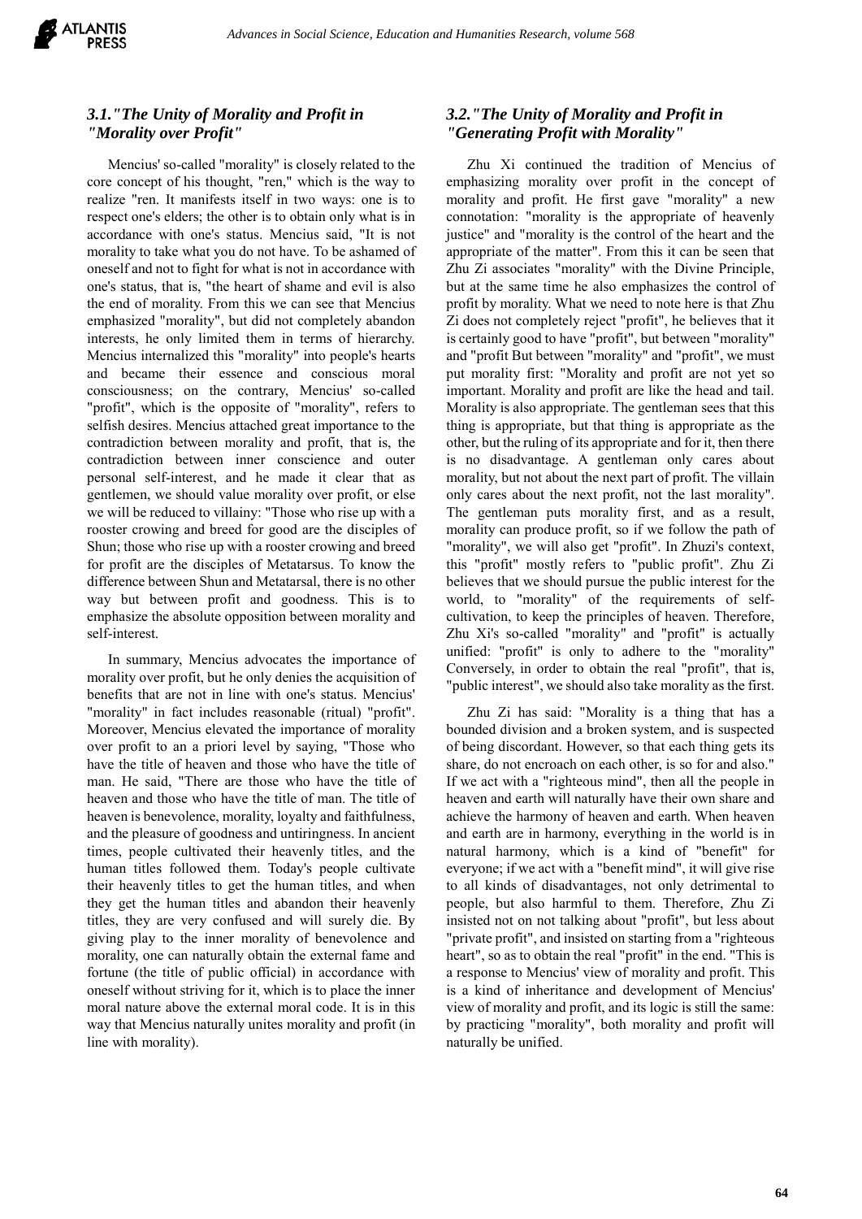### 3.1."The Unity of Morality and Profit in "Morality over Profit"

Mencius' so-called "morality" is closely related to the core concept of his thought, "ren," which is the way to realize "ren. It manifests itself in two ways: one is to respect one's elders; the other is to obtain only what is in accordance with one's status. Mencius said, "It is not morality to take what you do not have. To be ashamed of oneself and not to fight for what is not in accordance with one's status, that is, "the heart of shame and evil is also the end of morality. From this we can see that Mencius emphasized "morality", but did not completely abandon interests, he only limited them in terms of hierarchy. Mencius internalized this "morality" into people's hearts and became their essence and conscious moral consciousness; on the contrary, Mencius' so-called "profit", which is the opposite of "morality", refers to selfish desires. Mencius attached great importance to the contradiction between morality and profit, that is, the contradiction between inner conscience and outer personal self-interest, and he made it clear that as gentlemen, we should value morality over profit, or else we will be reduced to villainy: "Those who rise up with a rooster crowing and breed for good are the disciples of Shun; those who rise up with a rooster crowing and breed for profit are the disciples of Metatarsus. To know the difference between Shun and Metatarsal, there is no other way but between profit and goodness. This is to emphasize the absolute opposition between morality and self-interest.

In summary, Mencius advocates the importance of morality over profit, but he only denies the acquisition of benefits that are not in line with one's status. Mencius' "morality" in fact includes reasonable (ritual) "profit". Moreover, Mencius elevated the importance of morality over profit to an a priori level by saying, "Those who have the title of heaven and those who have the title of man. He said, "There are those who have the title of heaven and those who have the title of man. The title of heaven is benevolence, morality, loyalty and faithfulness, and the pleasure of goodness and untiringness. In ancient times, people cultivated their heavenly titles, and the human titles followed them. Today's people cultivate their heavenly titles to get the human titles, and when they get the human titles and abandon their heavenly titles, they are very confused and will surely die. By giving play to the inner morality of benevolence and morality, one can naturally obtain the external fame and fortune (the title of public official) in accordance with oneself without striving for it, which is to place the inner moral nature above the external moral code. It is in this way that Mencius naturally unites morality and profit (in line with morality).

### 3.2."The Unity of Morality and Profit in "Generating Profit with Morality"

Zhu Xi continued the tradition of Mencius of emphasizing morality over profit in the concept of morality and profit. He first gave "morality" a new connotation: "morality is the appropriate of heavenly justice" and "morality is the control of the heart and the appropriate of the matter". From this it can be seen that Zhu Zi associates "morality" with the Divine Principle, but at the same time he also emphasizes the control of profit by morality. What we need to note here is that Zhu Zi does not completely reject "profit", he believes that it is certainly good to have "profit", but between "morality" and "profit But between "morality" and "profit", we must put morality first: "Morality and profit are not yet so important. Morality and profit are like the head and tail. Morality is also appropriate. The gentleman sees that this thing is appropriate, but that thing is appropriate as the other, but the ruling of its appropriate and for it, then there is no disadvantage. A gentleman only cares about morality, but not about the next part of profit. The villain only cares about the next profit, not the last morality". The gentleman puts morality first, and as a result, morality can produce profit, so if we follow the path of "morality", we will also get "profit". In Zhuzi's context, this "profit" mostly refers to "public profit". Zhu Zi believes that we should pursue the public interest for the world, to "morality" of the requirements of self-cultivation, to keep the principles of heaven. Therefore, Zhu Xi's so-called "morality" and "profit" is actually unified: "profit" is only to adhere to the "morality" Conversely, in order to obtain the real "profit", that is, "public interest", we should also take morality as the first.

Zhu Zi has said: "Morality is a thing that has a bounded division and a broken system, and is suspected of being discordant. However, so that each thing gets its share, do not encroach on each other, is so for and also." If we act with a "righteous mind", then all the people in heaven and earth will naturally have their own share and achieve the harmony of heaven and earth. When heaven and earth are in harmony, everything in the world is in natural harmony, which is a kind of "benefit" for everyone; if we act with a "benefit mind", it will give rise to all kinds of disadvantages, not only detrimental to people, but also harmful to them. Therefore, Zhu Zi insisted not on not talking about "profit", but less about "private profit", and insisted on starting from a "righteous heart", so as to obtain the real "profit" in the end. "This is a response to Mencius' view of morality and profit. This is a kind of inheritance and development of Mencius' view of morality and profit, and its logic is still the same: by practicing "morality", both morality and profit will naturally be unified.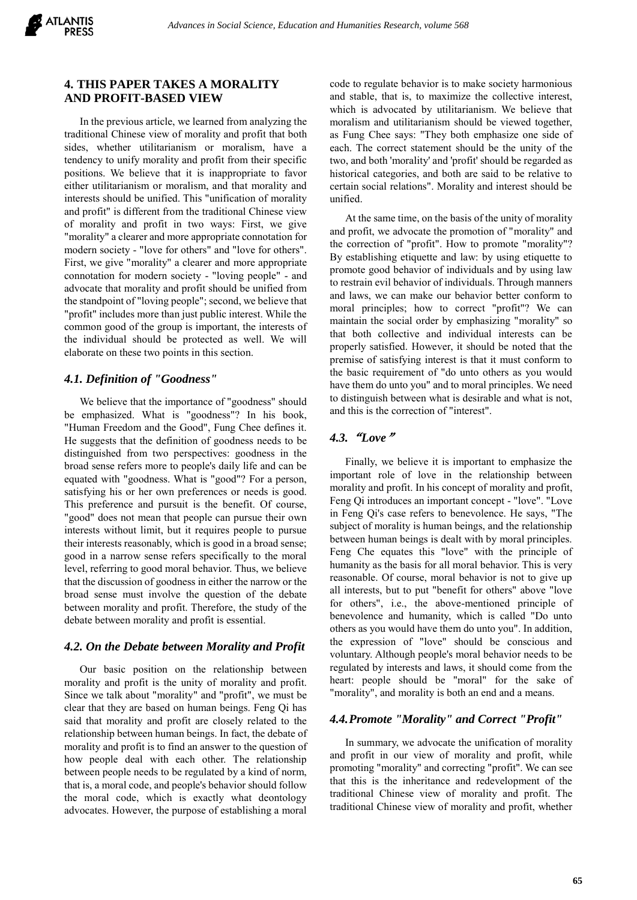## 4. THIS PAPER TAKES A MORALITY AND PROFIT-BASED VIEW

In the previous article, we learned from analyzing the traditional Chinese view of morality and profit that both sides, whether utilitarianism or moralism, have a tendency to unify morality and profit from their specific positions. We believe that it is inappropriate to favor either utilitarianism or moralism, and that morality and interests should be unified. This "unification of morality and profit" is different from the traditional Chinese view of morality and profit in two ways: First, we give "morality" a clearer and more appropriate connotation for modern society - "love for others" and "love for others". First, we give "morality" a clearer and more appropriate connotation for modern society - "loving people" - and advocate that morality and profit should be unified from the standpoint of "loving people"; second, we believe that "profit" includes more than just public interest. While the common good of the group is important, the interests of the individual should be protected as well. We will elaborate on these two points in this section.

### *4.1. Definition of "Goodness"*

We believe that the importance of "goodness" should be emphasized. What is "goodness"? In his book, "Human Freedom and the Good", Fung Chee defines it. He suggests that the definition of goodness needs to be distinguished from two perspectives: goodness in the broad sense refers more to people's daily life and can be equated with "goodness. What is "good"? For a person, satisfying his or her own preferences or needs is good. This preference and pursuit is the benefit. Of course, "good" does not mean that people can pursue their own interests without limit, but it requires people to pursue their interests reasonably, which is good in a broad sense; good in a narrow sense refers specifically to the moral level, referring to good moral behavior. Thus, we believe that the discussion of goodness in either the narrow or the broad sense must involve the question of the debate between morality and profit. Therefore, the study of the debate between morality and profit is essential.

### *4.2. On the Debate between Morality and Profit*

Our basic position on the relationship between morality and profit is the unity of morality and profit. Since we talk about "morality" and "profit", we must be clear that they are based on human beings. Feng Qi has said that morality and profit are closely related to the relationship between human beings. In fact, the debate of morality and profit is to find an answer to the question of how people deal with each other. The relationship between people needs to be regulated by a kind of norm, that is, a moral code, and people's behavior should follow the moral code, which is exactly what deontology advocates. However, the purpose of establishing a moral code to regulate behavior is to make society harmonious and stable, that is, to maximize the collective interest, which is advocated by utilitarianism. We believe that moralism and utilitarianism should be viewed together, as Fung Chee says: "They both emphasize one side of each. The correct statement should be the unity of the two, and both 'morality' and 'profit' should be regarded as historical categories, and both are said to be relative to certain social relations". Morality and interest should be unified.

At the same time, on the basis of the unity of morality and profit, we advocate the promotion of "morality" and the correction of "profit". How to promote "morality"? By establishing etiquette and law: by using etiquette to promote good behavior of individuals and by using law to restrain evil behavior of individuals. Through manners and laws, we can make our behavior better conform to moral principles; how to correct "profit"? We can maintain the social order by emphasizing "morality" so that both collective and individual interests can be properly satisfied. However, it should be noted that the premise of satisfying interest is that it must conform to the basic requirement of "do unto others as you would have them do unto you" and to moral principles. We need to distinguish between what is desirable and what is not, and this is the correction of "interest".

### *4.3. "Love"*

Finally, we believe it is important to emphasize the important role of love in the relationship between morality and profit. In his concept of morality and profit, Feng Qi introduces an important concept - "love". "Love in Feng Qi's case refers to benevolence. He says, "The subject of morality is human beings, and the relationship between human beings is dealt with by moral principles. Feng Che equates this "love" with the principle of humanity as the basis for all moral behavior. This is very reasonable. Of course, moral behavior is not to give up all interests, but to put "benefit for others" above "love for others", i.e., the above-mentioned principle of benevolence and humanity, which is called "Do unto others as you would have them do unto you". In addition, the expression of "love" should be conscious and voluntary. Although people's moral behavior needs to be regulated by interests and laws, it should come from the heart: people should be "moral" for the sake of "morality", and morality is both an end and a means.

### *4.4. Promote "Morality" and Correct "Profit"*

In summary, we advocate the unification of morality and profit in our view of morality and profit, while promoting "morality" and correcting "profit". We can see that this is the inheritance and redevelopment of the traditional Chinese view of morality and profit. The traditional Chinese view of morality and profit, whether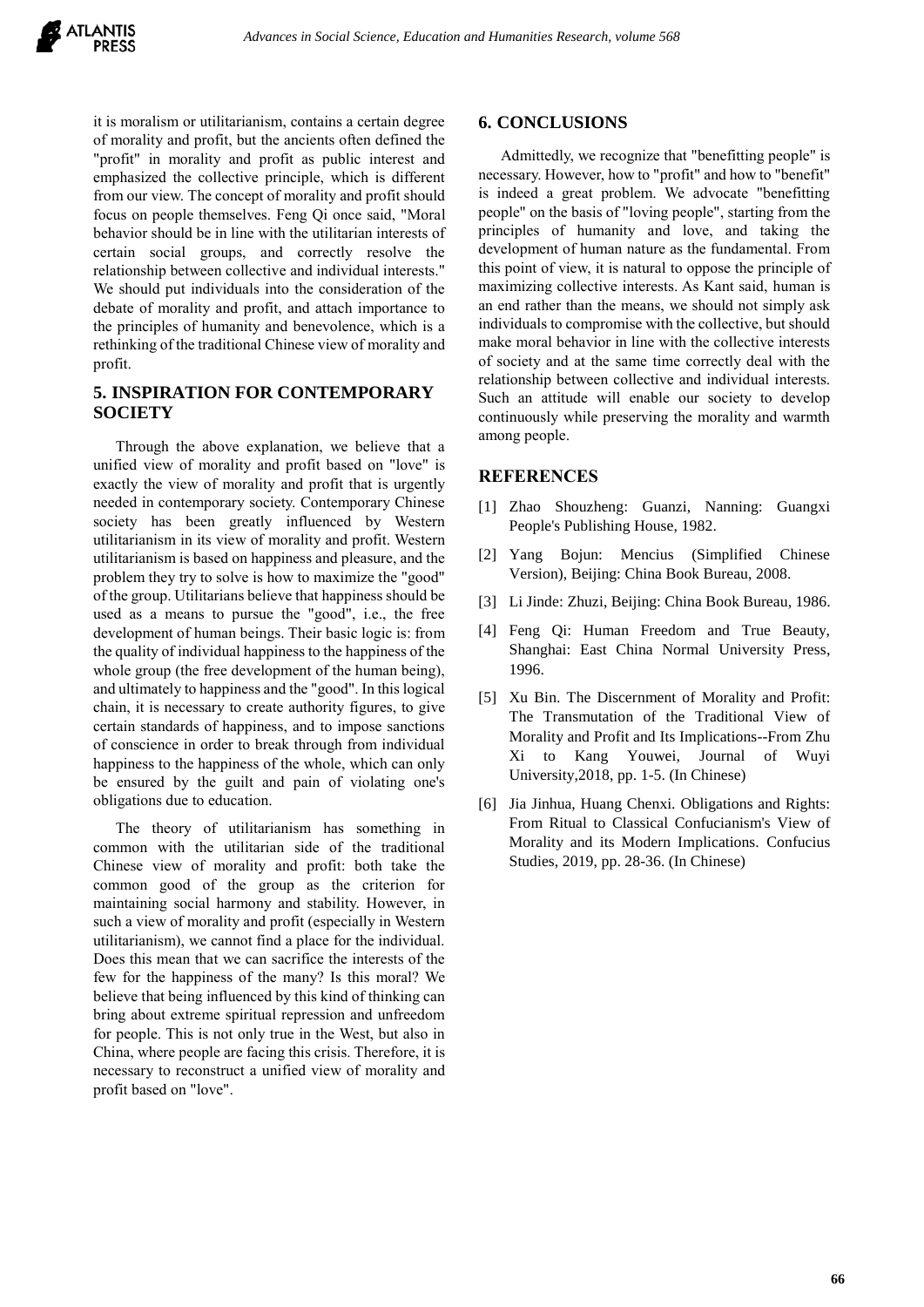it is moralism or utilitarianism, contains a certain degree of morality and profit, but the ancients often defined the "profit" in morality and profit as public interest and emphasized the collective principle, which is different from our view. The concept of morality and profit should focus on people themselves. Feng Qi once said, "Moral behavior should be in line with the utilitarian interests of certain social groups, and correctly resolve the relationship between collective and individual interests." We should put individuals into the consideration of the debate of morality and profit, and attach importance to the principles of humanity and benevolence, which is a rethinking of the traditional Chinese view of morality and profit.

## 5. INSPIRATION FOR CONTEMPORARY SOCIETY

Through the above explanation, we believe that a unified view of morality and profit based on "love" is exactly the view of morality and profit that is urgently needed in contemporary society. Contemporary Chinese society has been greatly influenced by Western utilitarianism in its view of morality and profit. Western utilitarianism is based on happiness and pleasure, and the problem they try to solve is how to maximize the "good" of the group. Utilitarians believe that happiness should be used as a means to pursue the "good", i.e., the free development of human beings. Their basic logic is: from the quality of individual happiness to the happiness of the whole group (the free development of the human being), and ultimately to happiness and the "good". In this logical chain, it is necessary to create authority figures, to give certain standards of happiness, and to impose sanctions of conscience in order to break through from individual happiness to the happiness of the whole, which can only be ensured by the guilt and pain of violating one's obligations due to education.

The theory of utilitarianism has something in common with the utilitarian side of the traditional Chinese view of morality and profit: both take the common good of the group as the criterion for maintaining social harmony and stability. However, in such a view of morality and profit (especially in Western utilitarianism), we cannot find a place for the individual. Does this mean that we can sacrifice the interests of the few for the happiness of the many? Is this moral? We believe that being influenced by this kind of thinking can bring about extreme spiritual repression and unfreedom for people. This is not only true in the West, but also in China, where people are facing this crisis. Therefore, it is necessary to reconstruct a unified view of morality and profit based on "love".

## 6. CONCLUSIONS

Admittedly, we recognize that "benefitting people" is necessary. However, how to "profit" and how to "benefit" is indeed a great problem. We advocate "benefitting people" on the basis of "loving people", starting from the principles of humanity and love, and taking the development of human nature as the fundamental. From this point of view, it is natural to oppose the principle of maximizing collective interests. As Kant said, human is an end rather than the means, we should not simply ask individuals to compromise with the collective, but should make moral behavior in line with the collective interests of society and at the same time correctly deal with the relationship between collective and individual interests. Such an attitude will enable our society to develop continuously while preserving the morality and warmth among people.

## REFERENCES

[1] Zhao Shouzheng: Guanzi, Nanning: Guangxi People's Publishing House, 1982.

[2] Yang Bojun: Mencius (Simplified Chinese Version), Beijing: China Book Bureau, 2008.

[3] Li Jinde: Zhuzi, Beijing: China Book Bureau, 1986.

[4] Feng Qi: Human Freedom and True Beauty, Shanghai: East China Normal University Press, 1996.

[5] Xu Bin. The Discernment of Morality and Profit: The Transmutation of the Traditional View of Morality and Profit and Its Implications--From Zhu Xi to Kang Youwei, Journal of Wuyi University,2018, pp. 1-5. (In Chinese)

[6] Jia Jinhua, Huang Chenxi. Obligations and Rights: From Ritual to Classical Confucianism's View of Morality and its Modern Implications. Confucius Studies, 2019, pp. 28-36. (In Chinese)